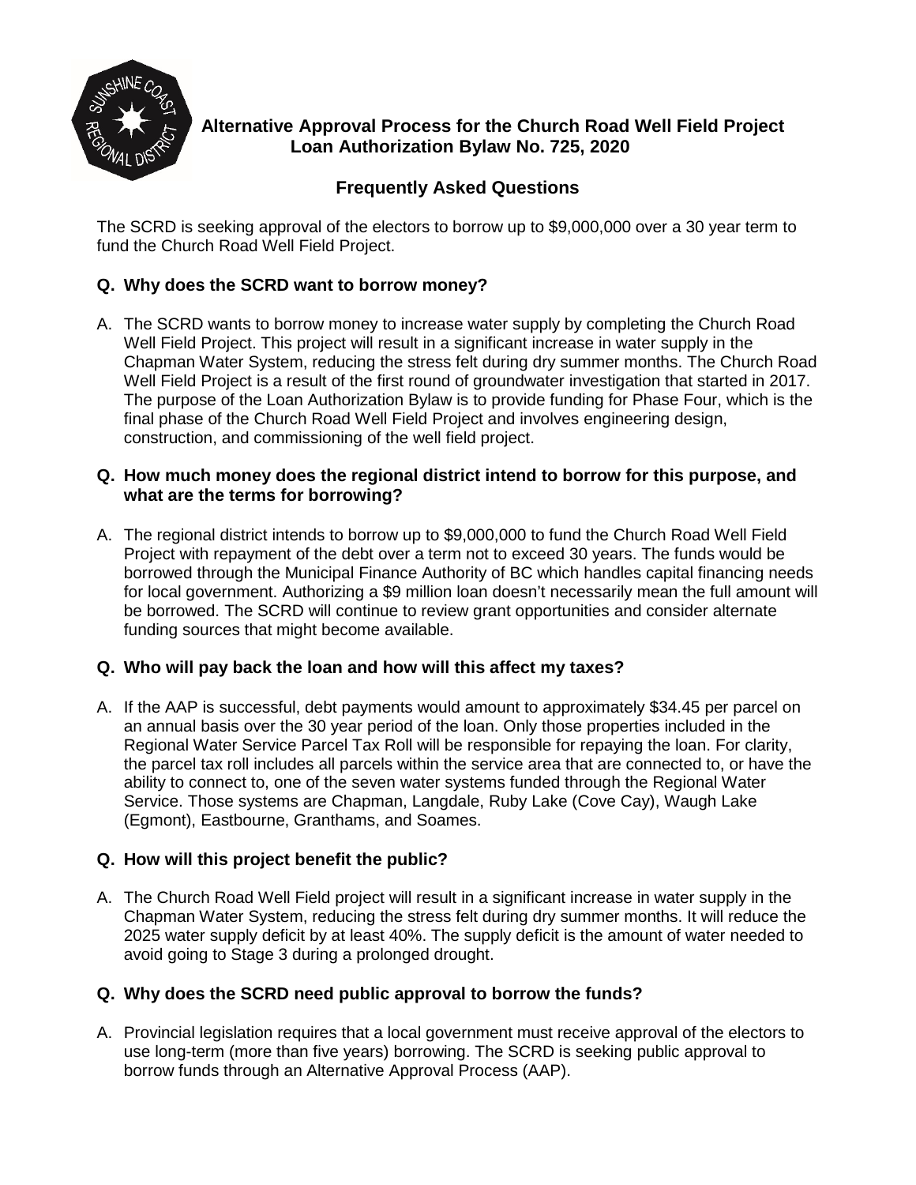# Alternative Approval Process for the Church Road Well Field Project Loan Authorization Bylaw No. 725, 2020

## Frequently Asked Questions

The SCRD is seeking approval of the electors to borrow up to $9,000,000 over a 30 year term to fund the Church Road Well Field Project.

### Q. Why does the SCRD want to borrow money?

A. The SCRD wants to borrow money to increase water supply by completing the Church Road Well Field Project. This project will result in a significant increase in water supply in the Chapman Water System, reducing the stress felt during dry summer months. The Church Road Well Field Project is a result of the first round of groundwater investigation that started in 2017. The purpose of the Loan Authorization Bylaw is to provide funding for Phase Four, which is the final phase of the Church Road Well Field Project and involves engineering design, construction, and commissioning of the well field project.

### Q. How much money does the regional district intend to borrow for this purpose, and what are the terms for borrowing?

A. The regional district intends to borrow up to $9,000,000 to fund the Church Road Well Field Project with repayment of the debt over a term not to exceed 30 years. The funds would be borrowed through the Municipal Finance Authority of BC which handles capital financing needs for local government. Authorizing a $9 million loan doesn't necessarily mean the full amount will be borrowed. The SCRD will continue to review grant opportunities and consider alternate funding sources that might become available.

### Q. Who will pay back the loan and how will this affect my taxes?

A. If the AAP is successful, debt payments would amount to approximately $34.45 per parcel on an annual basis over the 30 year period of the loan. Only those properties included in the Regional Water Service Parcel Tax Roll will be responsible for repaying the loan. For clarity, the parcel tax roll includes all parcels within the service area that are connected to, or have the ability to connect to, one of the seven water systems funded through the Regional Water Service. Those systems are Chapman, Langdale, Ruby Lake (Cove Cay), Waugh Lake (Egmont), Eastbourne, Granthams, and Soames.

### Q. How will this project benefit the public?

A. The Church Road Well Field project will result in a significant increase in water supply in the Chapman Water System, reducing the stress felt during dry summer months. It will reduce the 2025 water supply deficit by at least 40%. The supply deficit is the amount of water needed to avoid going to Stage 3 during a prolonged drought.

### Q. Why does the SCRD need public approval to borrow the funds?

A. Provincial legislation requires that a local government must receive approval of the electors to use long-term (more than five years) borrowing. The SCRD is seeking public approval to borrow funds through an Alternative Approval Process (AAP).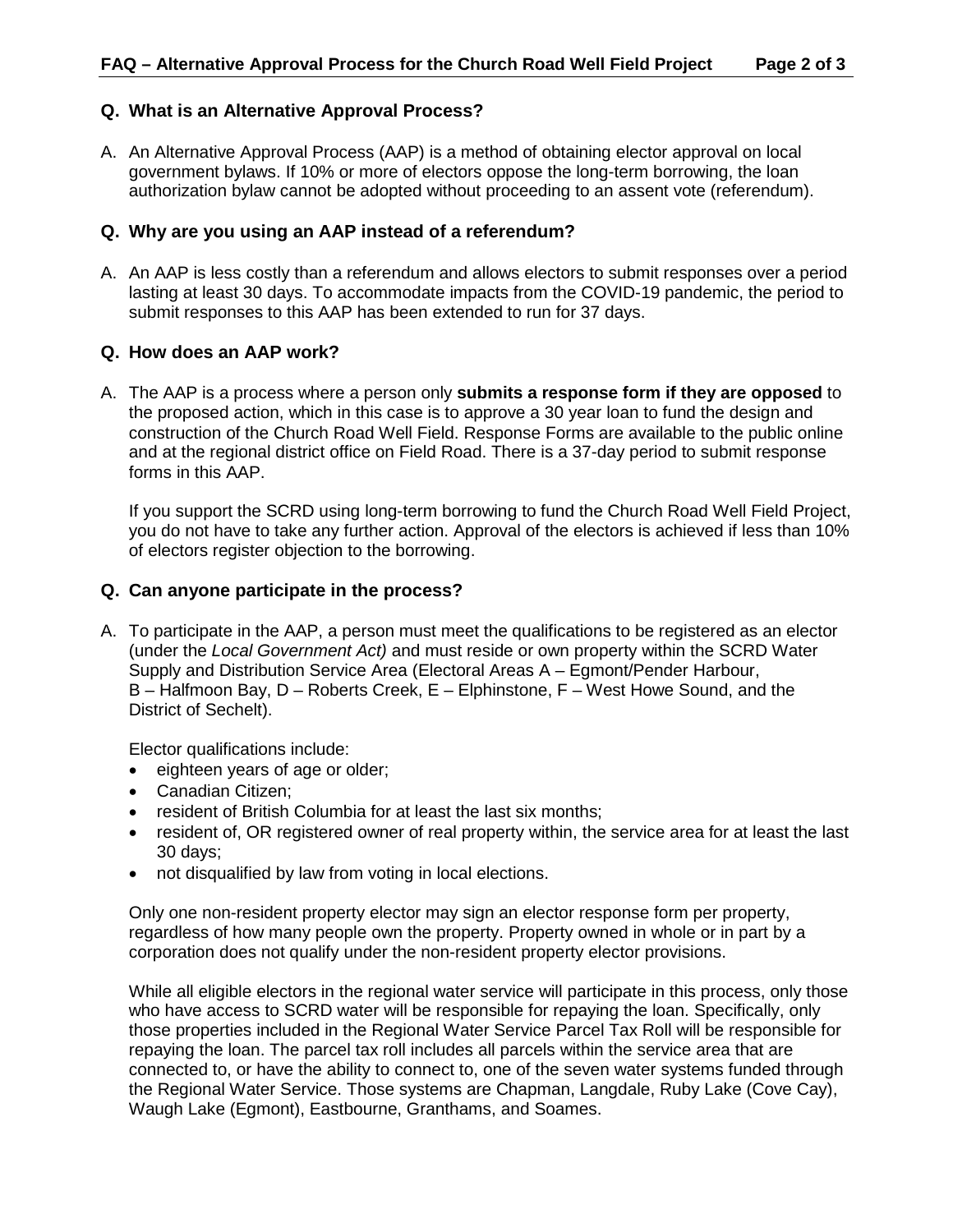### Q. What is an Alternative Approval Process?

A. An Alternative Approval Process (AAP) is a method of obtaining elector approval on local government bylaws. If 10% or more of electors oppose the long-term borrowing, the loan authorization bylaw cannot be adopted without proceeding to an assent vote (referendum).

### Q. Why are you using an AAP instead of a referendum?

A. An AAP is less costly than a referendum and allows electors to submit responses over a period lasting at least 30 days. To accommodate impacts from the COVID-19 pandemic, the period to submit responses to this AAP has been extended to run for 37 days.

### Q. How does an AAP work?

A. The AAP is a process where a person only **submits a response form if they are opposed** to the proposed action, which in this case is to approve a 30 year loan to fund the design and construction of the Church Road Well Field. Response Forms are available to the public online and at the regional district office on Field Road. There is a 37-day period to submit response forms in this AAP.

If you support the SCRD using long-term borrowing to fund the Church Road Well Field Project, you do not have to take any further action. Approval of the electors is achieved if less than 10% of electors register objection to the borrowing.

### Q. Can anyone participate in the process?

A. To participate in the AAP, a person must meet the qualifications to be registered as an elector (under the *Local Government Act)* and must reside or own property within the SCRD Water Supply and Distribution Service Area (Electoral Areas A – Egmont/Pender Harbour, B – Halfmoon Bay, D – Roberts Creek, E – Elphinstone, F – West Howe Sound, and the District of Sechelt).

Elector qualifications include:

- eighteen years of age or older;
- Canadian Citizen;
- resident of British Columbia for at least the last six months;
- resident of, OR registered owner of real property within, the service area for at least the last 30 days;
- not disqualified by law from voting in local elections.

Only one non-resident property elector may sign an elector response form per property, regardless of how many people own the property. Property owned in whole or in part by a corporation does not qualify under the non-resident property elector provisions.

While all eligible electors in the regional water service will participate in this process, only those who have access to SCRD water will be responsible for repaying the loan. Specifically, only those properties included in the Regional Water Service Parcel Tax Roll will be responsible for repaying the loan. The parcel tax roll includes all parcels within the service area that are connected to, or have the ability to connect to, one of the seven water systems funded through the Regional Water Service. Those systems are Chapman, Langdale, Ruby Lake (Cove Cay), Waugh Lake (Egmont), Eastbourne, Granthams, and Soames.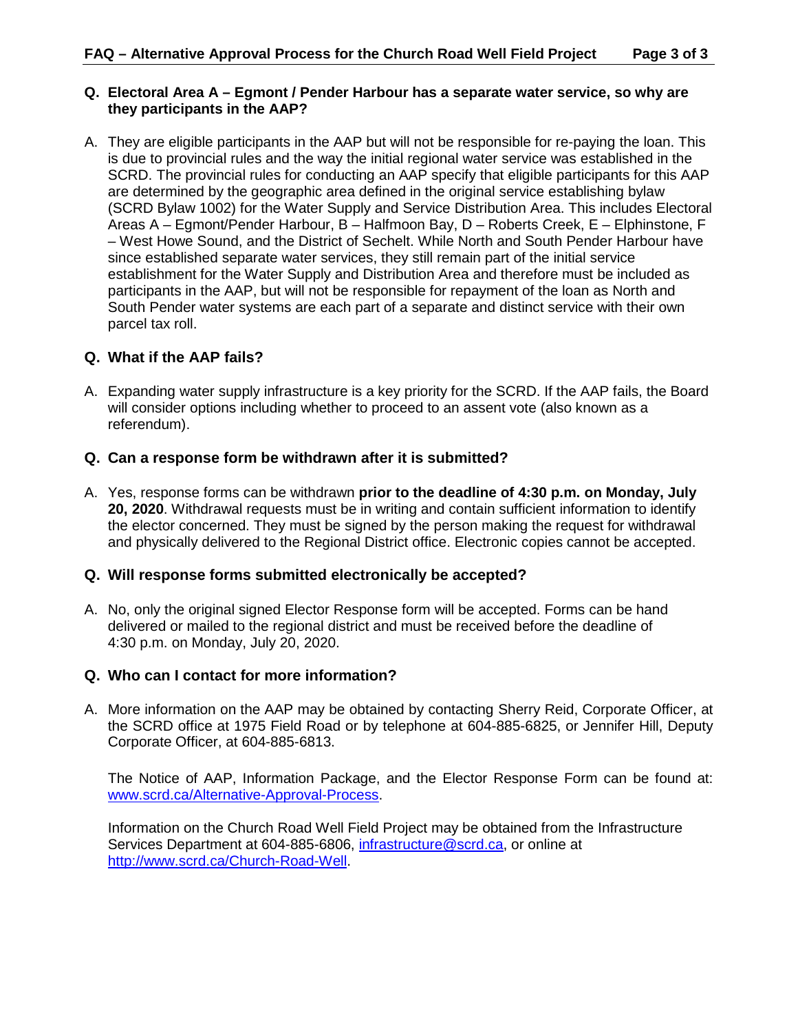**Q. Electoral Area A – Egmont / Pender Harbour has a separate water service, so why are they participants in the AAP?**

A. They are eligible participants in the AAP but will not be responsible for re-paying the loan. This is due to provincial rules and the way the initial regional water service was established in the SCRD. The provincial rules for conducting an AAP specify that eligible participants for this AAP are determined by the geographic area defined in the original service establishing bylaw (SCRD Bylaw 1002) for the Water Supply and Service Distribution Area. This includes Electoral Areas A – Egmont/Pender Harbour, B – Halfmoon Bay, D – Roberts Creek, E – Elphinstone, F – West Howe Sound, and the District of Sechelt. While North and South Pender Harbour have since established separate water services, they still remain part of the initial service establishment for the Water Supply and Distribution Area and therefore must be included as participants in the AAP, but will not be responsible for repayment of the loan as North and South Pender water systems are each part of a separate and distinct service with their own parcel tax roll.

**Q. What if the AAP fails?**

A. Expanding water supply infrastructure is a key priority for the SCRD. If the AAP fails, the Board will consider options including whether to proceed to an assent vote (also known as a referendum).

**Q. Can a response form be withdrawn after it is submitted?**

A. Yes, response forms can be withdrawn **prior to the deadline of 4:30 p.m. on Monday, July 20, 2020**. Withdrawal requests must be in writing and contain sufficient information to identify the elector concerned. They must be signed by the person making the request for withdrawal and physically delivered to the Regional District office. Electronic copies cannot be accepted.

**Q. Will response forms submitted electronically be accepted?**

A. No, only the original signed Elector Response form will be accepted. Forms can be hand delivered or mailed to the regional district and must be received before the deadline of 4:30 p.m. on Monday, July 20, 2020.

**Q. Who can I contact for more information?**

A. More information on the AAP may be obtained by contacting Sherry Reid, Corporate Officer, at the SCRD office at 1975 Field Road or by telephone at 604-885-6825, or Jennifer Hill, Deputy Corporate Officer, at 604-885-6813.

The Notice of AAP, Information Package, and the Elector Response Form can be found at: www.scrd.ca/Alternative-Approval-Process.

Information on the Church Road Well Field Project may be obtained from the Infrastructure Services Department at 604-885-6806, infrastructure@scrd.ca, or online at http://www.scrd.ca/Church-Road-Well.